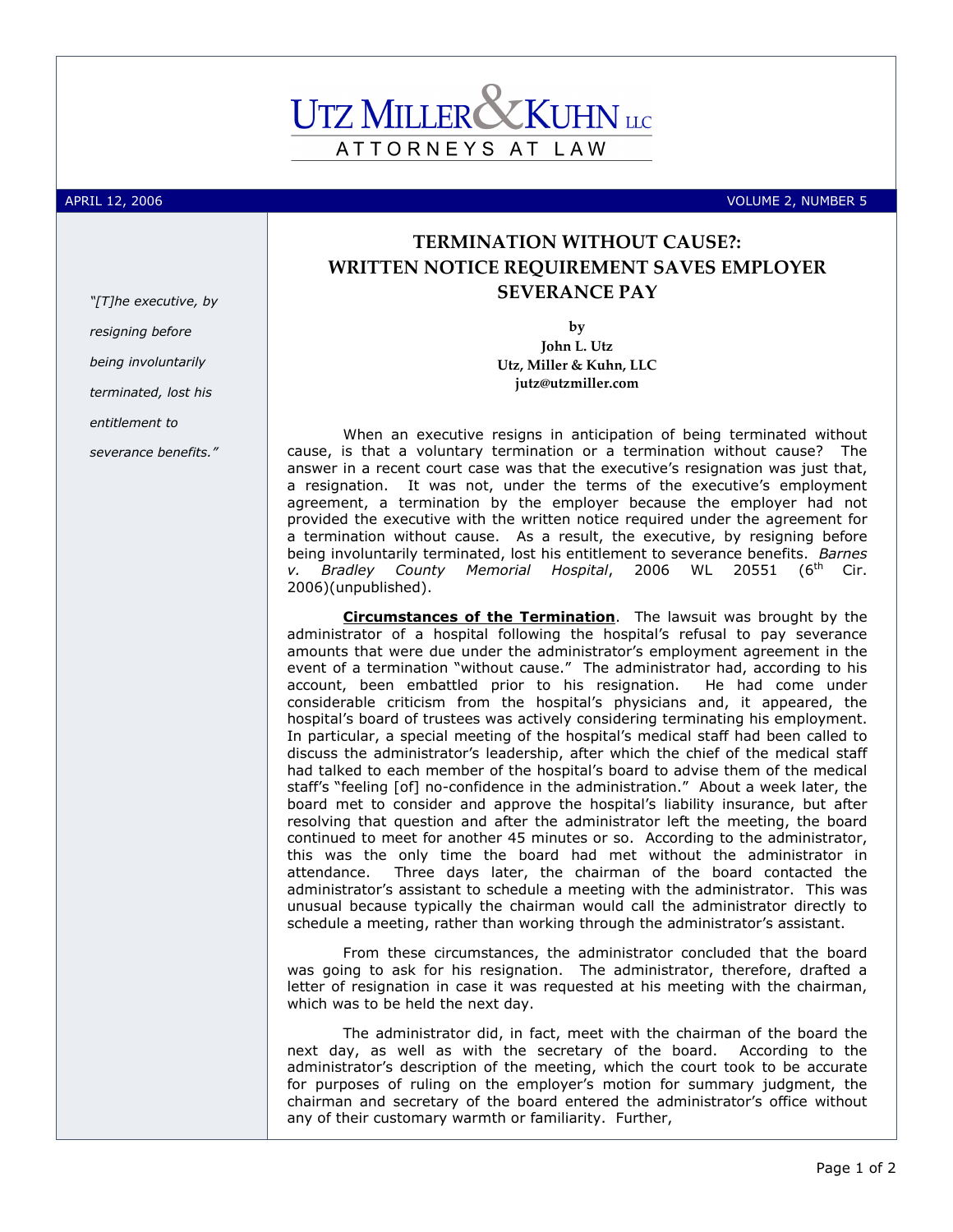# UTZ MILLER & KUHN LLC

ATTORNEYS AT LAW

APRIL 12, 2006 VOLUME 2, NUMBER 5

*"[T]he executive, by resigning before being involuntarily terminated, lost his entitlement to severance benefits."*

## TERMINATION WITHOUT CAUSE?: WRITTEN NOTICE REQUIREMENT SAVES EMPLOYER SEVERANCE PAY

**by**
**John L. Utz**
**Utz, Miller & Kuhn, LLC**
**jutz@utzmiller.com**

When an executive resigns in anticipation of being terminated without cause, is that a voluntary termination or a termination without cause? The answer in a recent court case was that the executive's resignation was just that, a resignation. It was not, under the terms of the executive's employment agreement, a termination by the employer because the employer had not provided the executive with the written notice required under the agreement for a termination without cause. As a result, the executive, by resigning before being involuntarily terminated, lost his entitlement to severance benefits. *Barnes v. Bradley County Memorial Hospital*, 2006 WL 20551 (6th Cir. 2006)(unpublished).

**Circumstances of the Termination**. The lawsuit was brought by the administrator of a hospital following the hospital's refusal to pay severance amounts that were due under the administrator's employment agreement in the event of a termination "without cause." The administrator had, according to his account, been embattled prior to his resignation. He had come under considerable criticism from the hospital's physicians and, it appeared, the hospital's board of trustees was actively considering terminating his employment. In particular, a special meeting of the hospital's medical staff had been called to discuss the administrator's leadership, after which the chief of the medical staff had talked to each member of the hospital's board to advise them of the medical staff's "feeling [of] no-confidence in the administration." About a week later, the board met to consider and approve the hospital's liability insurance, but after resolving that question and after the administrator left the meeting, the board continued to meet for another 45 minutes or so. According to the administrator, this was the only time the board had met without the administrator in attendance. Three days later, the chairman of the board contacted the administrator's assistant to schedule a meeting with the administrator. This was unusual because typically the chairman would call the administrator directly to schedule a meeting, rather than working through the administrator's assistant.

From these circumstances, the administrator concluded that the board was going to ask for his resignation. The administrator, therefore, drafted a letter of resignation in case it was requested at his meeting with the chairman, which was to be held the next day.

The administrator did, in fact, meet with the chairman of the board the next day, as well as with the secretary of the board. According to the administrator's description of the meeting, which the court took to be accurate for purposes of ruling on the employer's motion for summary judgment, the chairman and secretary of the board entered the administrator's office without any of their customary warmth or familiarity. Further,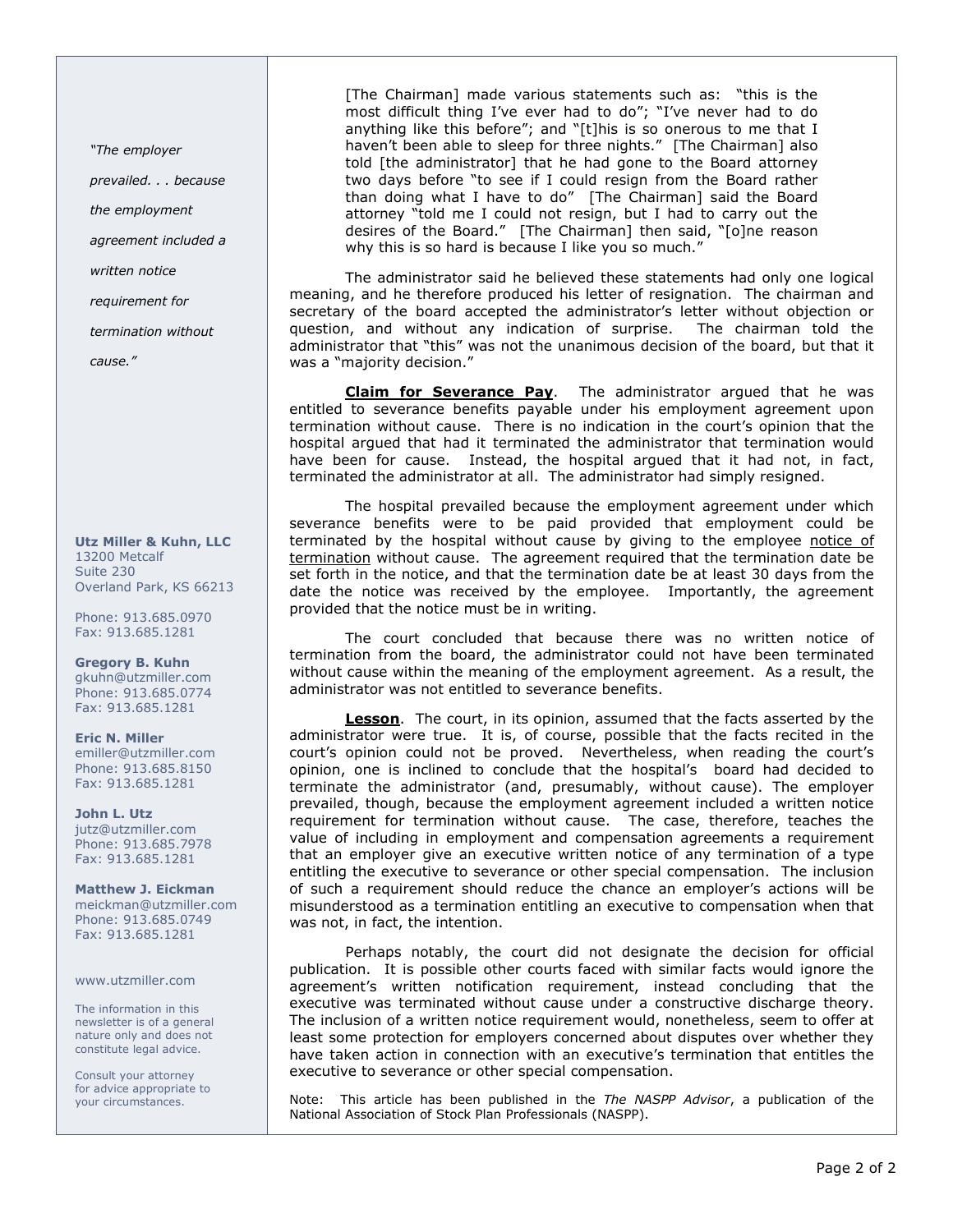> [The Chairman] made various statements such as: "this is the most difficult thing I've ever had to do"; "I've never had to do anything like this before"; and "[t]his is so onerous to me that I haven't been able to sleep for three nights." [The Chairman] also told [the administrator] that he had gone to the Board attorney two days before "to see if I could resign from the Board rather than doing what I have to do" [The Chairman] said the Board attorney "told me I could not resign, but I had to carry out the desires of the Board." [The Chairman] then said, "[o]ne reason why this is so hard is because I like you so much."

The administrator said he believed these statements had only one logical meaning, and he therefore produced his letter of resignation. The chairman and secretary of the board accepted the administrator's letter without objection or question, and without any indication of surprise. The chairman told the administrator that "this" was not the unanimous decision of the board, but that it was a "majority decision."

**Claim for Severance Pay**. The administrator argued that he was entitled to severance benefits payable under his employment agreement upon termination without cause. There is no indication in the court's opinion that the hospital argued that had it terminated the administrator that termination would have been for cause. Instead, the hospital argued that it had not, in fact, terminated the administrator at all. The administrator had simply resigned.

The hospital prevailed because the employment agreement under which severance benefits were to be paid provided that employment could be terminated by the hospital without cause by giving to the employee notice of termination without cause. The agreement required that the termination date be set forth in the notice, and that the termination date be at least 30 days from the date the notice was received by the employee. Importantly, the agreement provided that the notice must be in writing.

The court concluded that because there was no written notice of termination from the board, the administrator could not have been terminated without cause within the meaning of the employment agreement. As a result, the administrator was not entitled to severance benefits.

*"The employer prevailed. . . because the employment agreement included a written notice requirement for termination without cause."*

**Lesson**. The court, in its opinion, assumed that the facts asserted by the administrator were true. It is, of course, possible that the facts recited in the court's opinion could not be proved. Nevertheless, when reading the court's opinion, one is inclined to conclude that the hospital's board had decided to terminate the administrator (and, presumably, without cause). The employer prevailed, though, because the employment agreement included a written notice requirement for termination without cause. The case, therefore, teaches the value of including in employment and compensation agreements a requirement that an employer give an executive written notice of any termination of a type entitling the executive to severance or other special compensation. The inclusion of such a requirement should reduce the chance an employer's actions will be misunderstood as a termination entitling an executive to compensation when that was not, in fact, the intention.

Perhaps notably, the court did not designate the decision for official publication. It is possible other courts faced with similar facts would ignore the agreement's written notification requirement, instead concluding that the executive was terminated without cause under a constructive discharge theory. The inclusion of a written notice requirement would, nonetheless, seem to offer at least some protection for employers concerned about disputes over whether they have taken action in connection with an executive's termination that entitles the executive to severance or other special compensation.

Note: This article has been published in the *The NASPP Advisor*, a publication of the National Association of Stock Plan Professionals (NASPP).

---

**Utz Miller & Kuhn, LLC**
13200 Metcalf
Suite 230
Overland Park, KS 66213

Phone: 913.685.0970
Fax: 913.685.1281

**Gregory B. Kuhn**
gkuhn@utzmiller.com
Phone: 913.685.0774
Fax: 913.685.1281

**Eric N. Miller**
emiller@utzmiller.com
Phone: 913.685.8150
Fax: 913.685.1281

**John L. Utz**
jutz@utzmiller.com
Phone: 913.685.7978
Fax: 913.685.1281

**Matthew J. Eickman**
meickman@utzmiller.com
Phone: 913.685.0749
Fax: 913.685.1281

www.utzmiller.com

The information in this newsletter is of a general nature only and does not constitute legal advice.

Consult your attorney for advice appropriate to your circumstances.